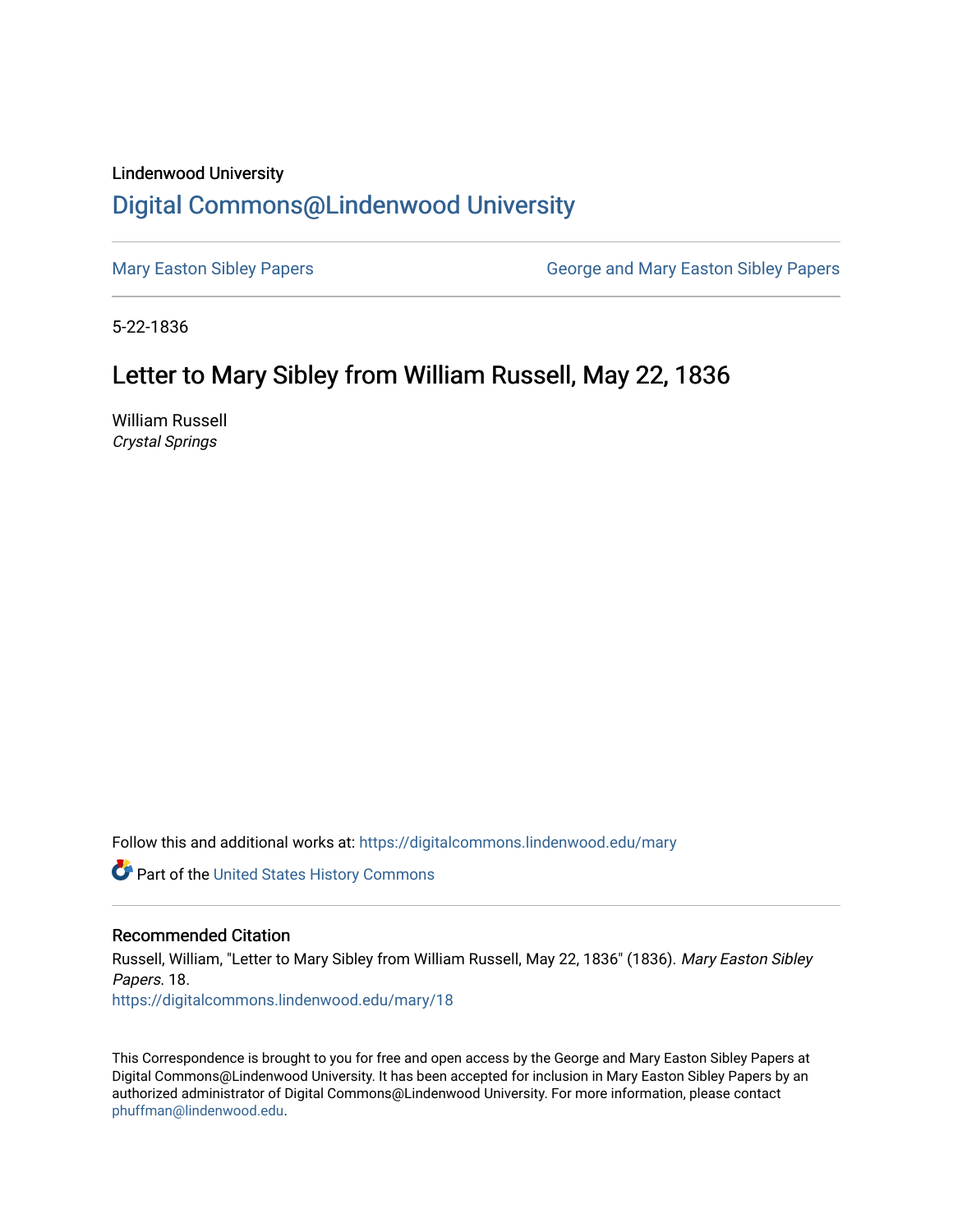Lindenwood University

# Digital Commons@Lindenwood University

Mary Easton Sibley Papers | George and Mary Easton Sibley Papers

5-22-1836

## Letter to Mary Sibley from William Russell, May 22, 1836

William Russell

*Crystal Springs*

Follow this and additional works at: https://digitalcommons.lindenwood.edu/mary

Part of the United States History Commons

### Recommended Citation

Russell, William, "Letter to Mary Sibley from William Russell, May 22, 1836" (1836). *Mary Easton Sibley Papers*. 18.
https://digitalcommons.lindenwood.edu/mary/18

This Correspondence is brought to you for free and open access by the George and Mary Easton Sibley Papers at Digital Commons@Lindenwood University. It has been accepted for inclusion in Mary Easton Sibley Papers by an authorized administrator of Digital Commons@Lindenwood University. For more information, please contact phuffman@lindenwood.edu.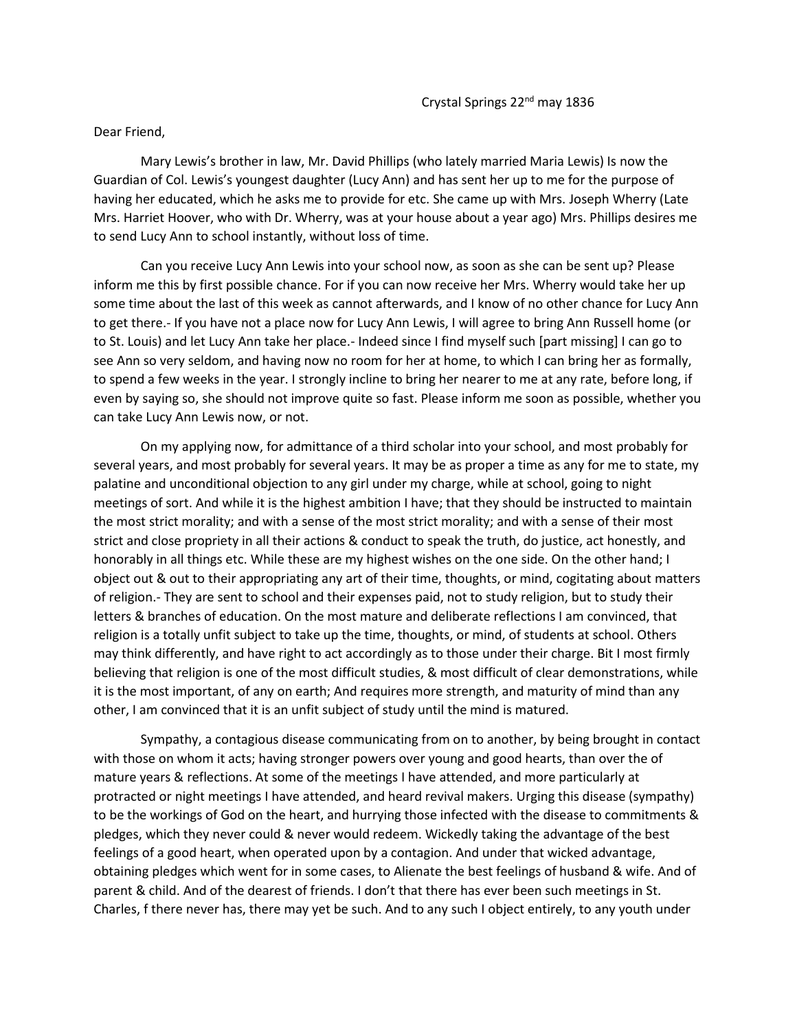Crystal Springs 22nd may 1836

Dear Friend,

Mary Lewis's brother in law, Mr. David Phillips (who lately married Maria Lewis) Is now the Guardian of Col. Lewis's youngest daughter (Lucy Ann) and has sent her up to me for the purpose of having her educated, which he asks me to provide for etc. She came up with Mrs. Joseph Wherry (Late Mrs. Harriet Hoover, who with Dr. Wherry, was at your house about a year ago) Mrs. Phillips desires me to send Lucy Ann to school instantly, without loss of time.

Can you receive Lucy Ann Lewis into your school now, as soon as she can be sent up? Please inform me this by first possible chance. For if you can now receive her Mrs. Wherry would take her up some time about the last of this week as cannot afterwards, and I know of no other chance for Lucy Ann to get there.- If you have not a place now for Lucy Ann Lewis, I will agree to bring Ann Russell home (or to St. Louis) and let Lucy Ann take her place.- Indeed since I find myself such [part missing] I can go to see Ann so very seldom, and having now no room for her at home, to which I can bring her as formally, to spend a few weeks in the year. I strongly incline to bring her nearer to me at any rate, before long, if even by saying so, she should not improve quite so fast. Please inform me soon as possible, whether you can take Lucy Ann Lewis now, or not.

On my applying now, for admittance of a third scholar into your school, and most probably for several years, and most probably for several years. It may be as proper a time as any for me to state, my palatine and unconditional objection to any girl under my charge, while at school, going to night meetings of sort. And while it is the highest ambition I have; that they should be instructed to maintain the most strict morality; and with a sense of the most strict morality; and with a sense of their most strict and close propriety in all their actions & conduct to speak the truth, do justice, act honestly, and honorably in all things etc. While these are my highest wishes on the one side. On the other hand; I object out & out to their appropriating any art of their time, thoughts, or mind, cogitating about matters of religion.- They are sent to school and their expenses paid, not to study religion, but to study their letters & branches of education. On the most mature and deliberate reflections I am convinced, that religion is a totally unfit subject to take up the time, thoughts, or mind, of students at school. Others may think differently, and have right to act accordingly as to those under their charge. Bit I most firmly believing that religion is one of the most difficult studies, & most difficult of clear demonstrations, while it is the most important, of any on earth; And requires more strength, and maturity of mind than any other, I am convinced that it is an unfit subject of study until the mind is matured.

Sympathy, a contagious disease communicating from on to another, by being brought in contact with those on whom it acts; having stronger powers over young and good hearts, than over the of mature years & reflections. At some of the meetings I have attended, and more particularly at protracted or night meetings I have attended, and heard revival makers. Urging this disease (sympathy) to be the workings of God on the heart, and hurrying those infected with the disease to commitments & pledges, which they never could & never would redeem. Wickedly taking the advantage of the best feelings of a good heart, when operated upon by a contagion. And under that wicked advantage, obtaining pledges which went for in some cases, to Alienate the best feelings of husband & wife. And of parent & child. And of the dearest of friends. I don't that there has ever been such meetings in St. Charles, f there never has, there may yet be such. And to any such I object entirely, to any youth under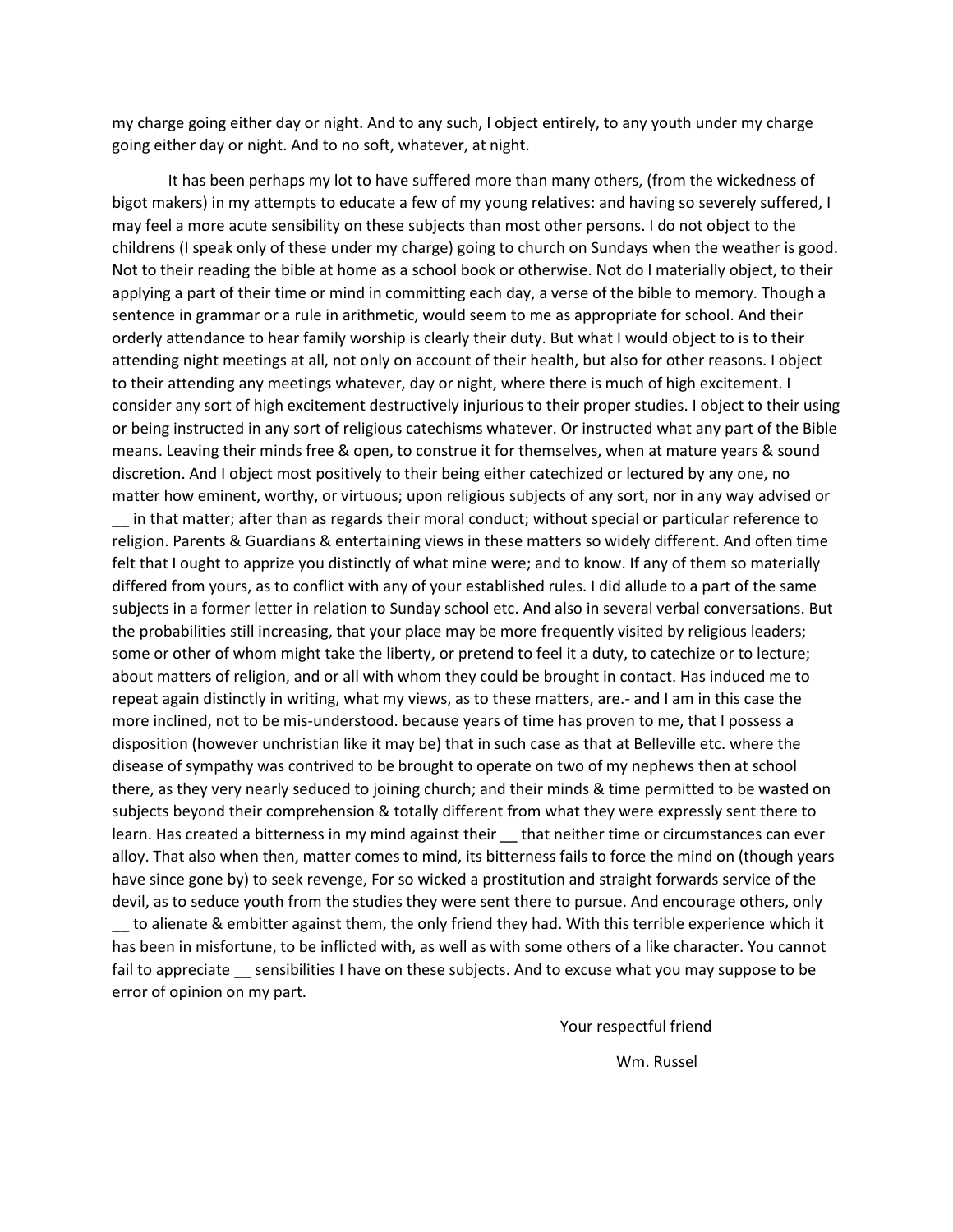my charge going either day or night. And to any such, I object entirely, to any youth under my charge going either day or night. And to no soft, whatever, at night.

It has been perhaps my lot to have suffered more than many others, (from the wickedness of bigot makers) in my attempts to educate a few of my young relatives: and having so severely suffered, I may feel a more acute sensibility on these subjects than most other persons. I do not object to the childrens (I speak only of these under my charge) going to church on Sundays when the weather is good. Not to their reading the bible at home as a school book or otherwise. Not do I materially object, to their applying a part of their time or mind in committing each day, a verse of the bible to memory. Though a sentence in grammar or a rule in arithmetic, would seem to me as appropriate for school. And their orderly attendance to hear family worship is clearly their duty. But what I would object to is to their attending night meetings at all, not only on account of their health, but also for other reasons. I object to their attending any meetings whatever, day or night, where there is much of high excitement. I consider any sort of high excitement destructively injurious to their proper studies. I object to their using or being instructed in any sort of religious catechisms whatever. Or instructed what any part of the Bible means. Leaving their minds free & open, to construe it for themselves, when at mature years & sound discretion. And I object most positively to their being either catechized or lectured by any one, no matter how eminent, worthy, or virtuous; upon religious subjects of any sort, nor in any way advised or __ in that matter; after than as regards their moral conduct; without special or particular reference to religion. Parents & Guardians & entertaining views in these matters so widely different. And often time felt that I ought to apprize you distinctly of what mine were; and to know. If any of them so materially differed from yours, as to conflict with any of your established rules. I did allude to a part of the same subjects in a former letter in relation to Sunday school etc. And also in several verbal conversations. But the probabilities still increasing, that your place may be more frequently visited by religious leaders; some or other of whom might take the liberty, or pretend to feel it a duty, to catechize or to lecture; about matters of religion, and or all with whom they could be brought in contact. Has induced me to repeat again distinctly in writing, what my views, as to these matters, are.- and I am in this case the more inclined, not to be mis-understood. because years of time has proven to me, that I possess a disposition (however unchristian like it may be) that in such case as that at Belleville etc. where the disease of sympathy was contrived to be brought to operate on two of my nephews then at school there, as they very nearly seduced to joining church; and their minds & time permitted to be wasted on subjects beyond their comprehension & totally different from what they were expressly sent there to learn. Has created a bitterness in my mind against their __ that neither time or circumstances can ever alloy. That also when then, matter comes to mind, its bitterness fails to force the mind on (though years have since gone by) to seek revenge, For so wicked a prostitution and straight forwards service of the devil, as to seduce youth from the studies they were sent there to pursue. And encourage others, only __ to alienate & embitter against them, the only friend they had. With this terrible experience which it has been in misfortune, to be inflicted with, as well as with some others of a like character. You cannot fail to appreciate __ sensibilities I have on these subjects. And to excuse what you may suppose to be error of opinion on my part.

Your respectful friend

Wm. Russel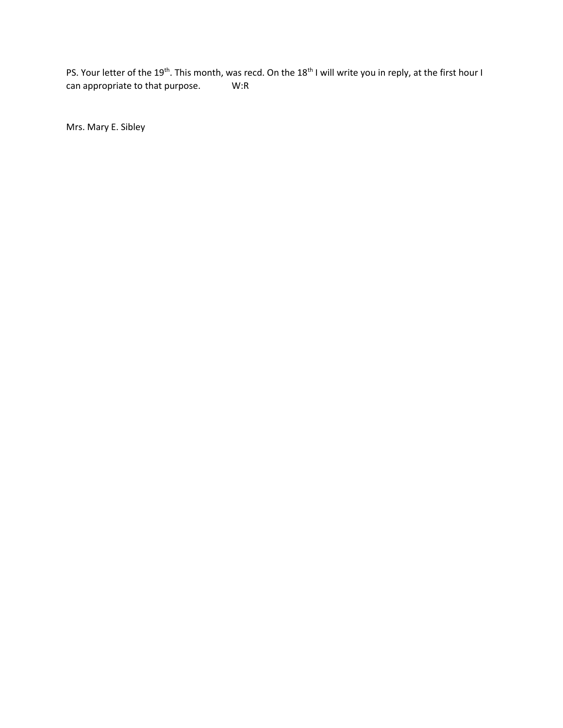PS. Your letter of the 19th. This month, was recd. On the 18th I will write you in reply, at the first hour I can appropriate to that purpose. W:R

Mrs. Mary E. Sibley